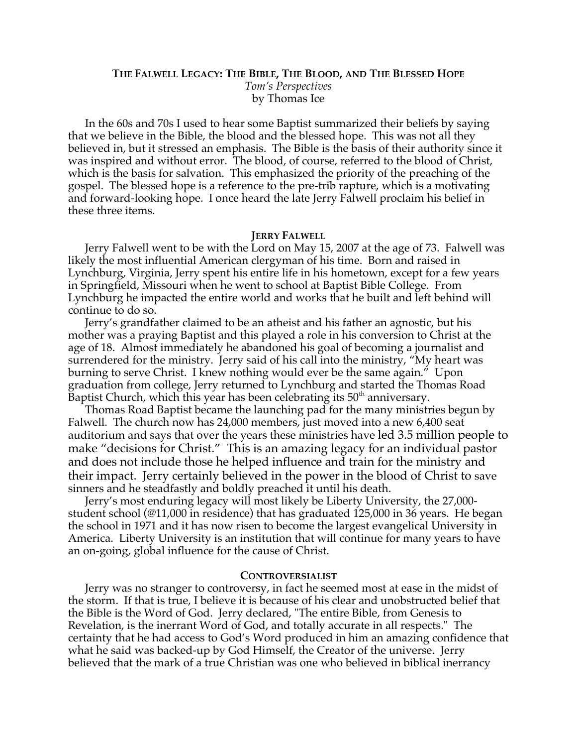# The Falwell Legacy: The Bible, The Blood, and The Blessed Hope

*Tom's Perspectives*

by Thomas Ice

In the 60s and 70s I used to hear some Baptist summarized their beliefs by saying that we believe in the Bible, the blood and the blessed hope. This was not all they believed in, but it stressed an emphasis. The Bible is the basis of their authority since it was inspired and without error. The blood, of course, referred to the blood of Christ, which is the basis for salvation. This emphasized the priority of the preaching of the gospel. The blessed hope is a reference to the pre-trib rapture, which is a motivating and forward-looking hope. I once heard the late Jerry Falwell proclaim his belief in these three items.

## Jerry Falwell

Jerry Falwell went to be with the Lord on May 15, 2007 at the age of 73. Falwell was likely the most influential American clergyman of his time. Born and raised in Lynchburg, Virginia, Jerry spent his entire life in his hometown, except for a few years in Springfield, Missouri when he went to school at Baptist Bible College. From Lynchburg he impacted the entire world and works that he built and left behind will continue to do so.

Jerry's grandfather claimed to be an atheist and his father an agnostic, but his mother was a praying Baptist and this played a role in his conversion to Christ at the age of 18. Almost immediately he abandoned his goal of becoming a journalist and surrendered for the ministry. Jerry said of his call into the ministry, "My heart was burning to serve Christ. I knew nothing would ever be the same again." Upon graduation from college, Jerry returned to Lynchburg and started the Thomas Road Baptist Church, which this year has been celebrating its 50th anniversary.

Thomas Road Baptist became the launching pad for the many ministries begun by Falwell. The church now has 24,000 members, just moved into a new 6,400 seat auditorium and says that over the years these ministries have led 3.5 million people to make "decisions for Christ." This is an amazing legacy for an individual pastor and does not include those he helped influence and train for the ministry and their impact. Jerry certainly believed in the power in the blood of Christ to save sinners and he steadfastly and boldly preached it until his death.

Jerry's most enduring legacy will most likely be Liberty University, the 27,000-student school (@11,000 in residence) that has graduated 125,000 in 36 years. He began the school in 1971 and it has now risen to become the largest evangelical University in America. Liberty University is an institution that will continue for many years to have an on-going, global influence for the cause of Christ.

## Controversialist

Jerry was no stranger to controversy, in fact he seemed most at ease in the midst of the storm. If that is true, I believe it is because of his clear and unobstructed belief that the Bible is the Word of God. Jerry declared, "The entire Bible, from Genesis to Revelation, is the inerrant Word of God, and totally accurate in all respects." The certainty that he had access to God's Word produced in him an amazing confidence that what he said was backed-up by God Himself, the Creator of the universe. Jerry believed that the mark of a true Christian was one who believed in biblical inerrancy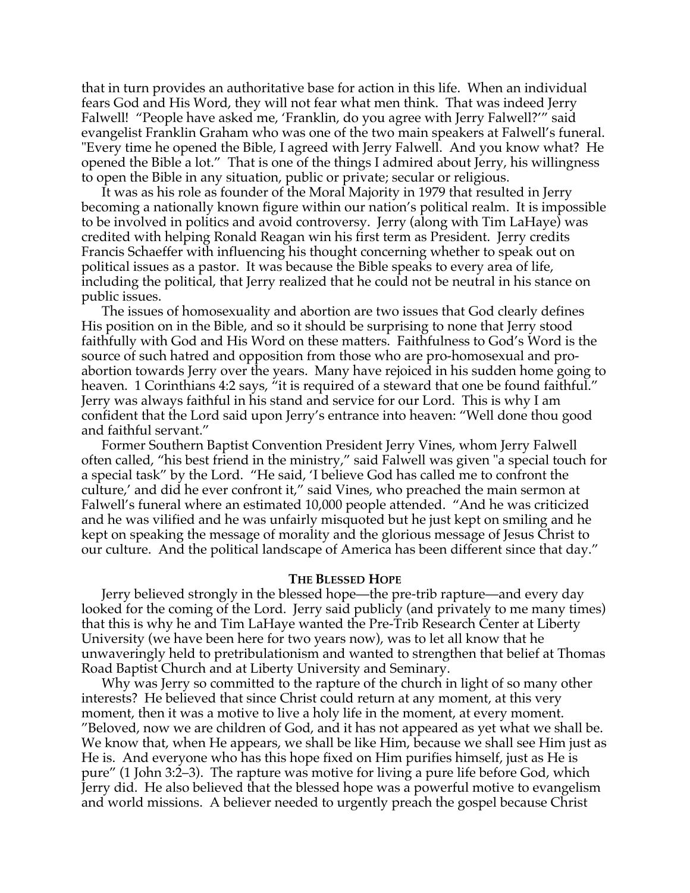that in turn provides an authoritative base for action in this life. When an individual fears God and His Word, they will not fear what men think. That was indeed Jerry Falwell! "People have asked me, 'Franklin, do you agree with Jerry Falwell?'" said evangelist Franklin Graham who was one of the two main speakers at Falwell's funeral. "Every time he opened the Bible, I agreed with Jerry Falwell. And you know what? He opened the Bible a lot." That is one of the things I admired about Jerry, his willingness to open the Bible in any situation, public or private; secular or religious.

It was as his role as founder of the Moral Majority in 1979 that resulted in Jerry becoming a nationally known figure within our nation's political realm. It is impossible to be involved in politics and avoid controversy. Jerry (along with Tim LaHaye) was credited with helping Ronald Reagan win his first term as President. Jerry credits Francis Schaeffer with influencing his thought concerning whether to speak out on political issues as a pastor. It was because the Bible speaks to every area of life, including the political, that Jerry realized that he could not be neutral in his stance on public issues.

The issues of homosexuality and abortion are two issues that God clearly defines His position on in the Bible, and so it should be surprising to none that Jerry stood faithfully with God and His Word on these matters. Faithfulness to God's Word is the source of such hatred and opposition from those who are pro-homosexual and pro-abortion towards Jerry over the years. Many have rejoiced in his sudden home going to heaven. 1 Corinthians 4:2 says, "it is required of a steward that one be found faithful." Jerry was always faithful in his stand and service for our Lord. This is why I am confident that the Lord said upon Jerry's entrance into heaven: "Well done thou good and faithful servant."

Former Southern Baptist Convention President Jerry Vines, whom Jerry Falwell often called, "his best friend in the ministry," said Falwell was given "a special touch for a special task" by the Lord. "He said, 'I believe God has called me to confront the culture,' and did he ever confront it," said Vines, who preached the main sermon at Falwell's funeral where an estimated 10,000 people attended. "And he was criticized and he was vilified and he was unfairly misquoted but he just kept on smiling and he kept on speaking the message of morality and the glorious message of Jesus Christ to our culture. And the political landscape of America has been different since that day."

## THE BLESSED HOPE

Jerry believed strongly in the blessed hope—the pre-trib rapture—and every day looked for the coming of the Lord. Jerry said publicly (and privately to me many times) that this is why he and Tim LaHaye wanted the Pre-Trib Research Center at Liberty University (we have been here for two years now), was to let all know that he unwaveringly held to pretribulationism and wanted to strengthen that belief at Thomas Road Baptist Church and at Liberty University and Seminary.

Why was Jerry so committed to the rapture of the church in light of so many other interests? He believed that since Christ could return at any moment, at this very moment, then it was a motive to live a holy life in the moment, at every moment. "Beloved, now we are children of God, and it has not appeared as yet what we shall be. We know that, when He appears, we shall be like Him, because we shall see Him just as He is. And everyone who has this hope fixed on Him purifies himself, just as He is pure" (1 John 3:2–3). The rapture was motive for living a pure life before God, which Jerry did. He also believed that the blessed hope was a powerful motive to evangelism and world missions. A believer needed to urgently preach the gospel because Christ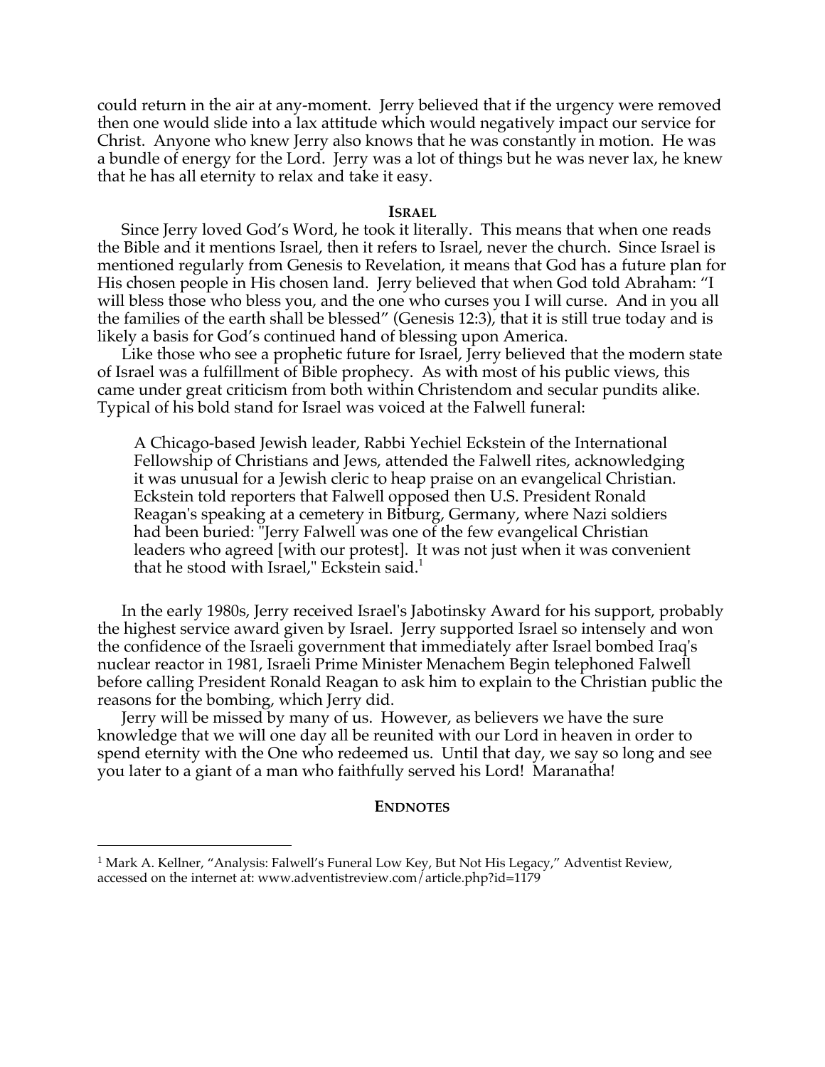could return in the air at any-moment. Jerry believed that if the urgency were removed then one would slide into a lax attitude which would negatively impact our service for Christ. Anyone who knew Jerry also knows that he was constantly in motion. He was a bundle of energy for the Lord. Jerry was a lot of things but he was never lax, he knew that he has all eternity to relax and take it easy.

## ISRAEL

Since Jerry loved God's Word, he took it literally. This means that when one reads the Bible and it mentions Israel, then it refers to Israel, never the church. Since Israel is mentioned regularly from Genesis to Revelation, it means that God has a future plan for His chosen people in His chosen land. Jerry believed that when God told Abraham: "I will bless those who bless you, and the one who curses you I will curse. And in you all the families of the earth shall be blessed" (Genesis 12:3), that it is still true today and is likely a basis for God's continued hand of blessing upon America.

Like those who see a prophetic future for Israel, Jerry believed that the modern state of Israel was a fulfillment of Bible prophecy. As with most of his public views, this came under great criticism from both within Christendom and secular pundits alike. Typical of his bold stand for Israel was voiced at the Falwell funeral:

> A Chicago-based Jewish leader, Rabbi Yechiel Eckstein of the International Fellowship of Christians and Jews, attended the Falwell rites, acknowledging it was unusual for a Jewish cleric to heap praise on an evangelical Christian. Eckstein told reporters that Falwell opposed then U.S. President Ronald Reagan's speaking at a cemetery in Bitburg, Germany, where Nazi soldiers had been buried: "Jerry Falwell was one of the few evangelical Christian leaders who agreed [with our protest]. It was not just when it was convenient that he stood with Israel," Eckstein said.[1]

In the early 1980s, Jerry received Israel's Jabotinsky Award for his support, probably the highest service award given by Israel. Jerry supported Israel so intensely and won the confidence of the Israeli government that immediately after Israel bombed Iraq's nuclear reactor in 1981, Israeli Prime Minister Menachem Begin telephoned Falwell before calling President Ronald Reagan to ask him to explain to the Christian public the reasons for the bombing, which Jerry did.

Jerry will be missed by many of us. However, as believers we have the sure knowledge that we will one day all be reunited with our Lord in heaven in order to spend eternity with the One who redeemed us. Until that day, we say so long and see you later to a giant of a man who faithfully served his Lord! Maranatha!

## ENDNOTES

[1] Mark A. Kellner, "Analysis: Falwell's Funeral Low Key, But Not His Legacy," Adventist Review, accessed on the internet at: www.adventistreview.com/article.php?id=1179